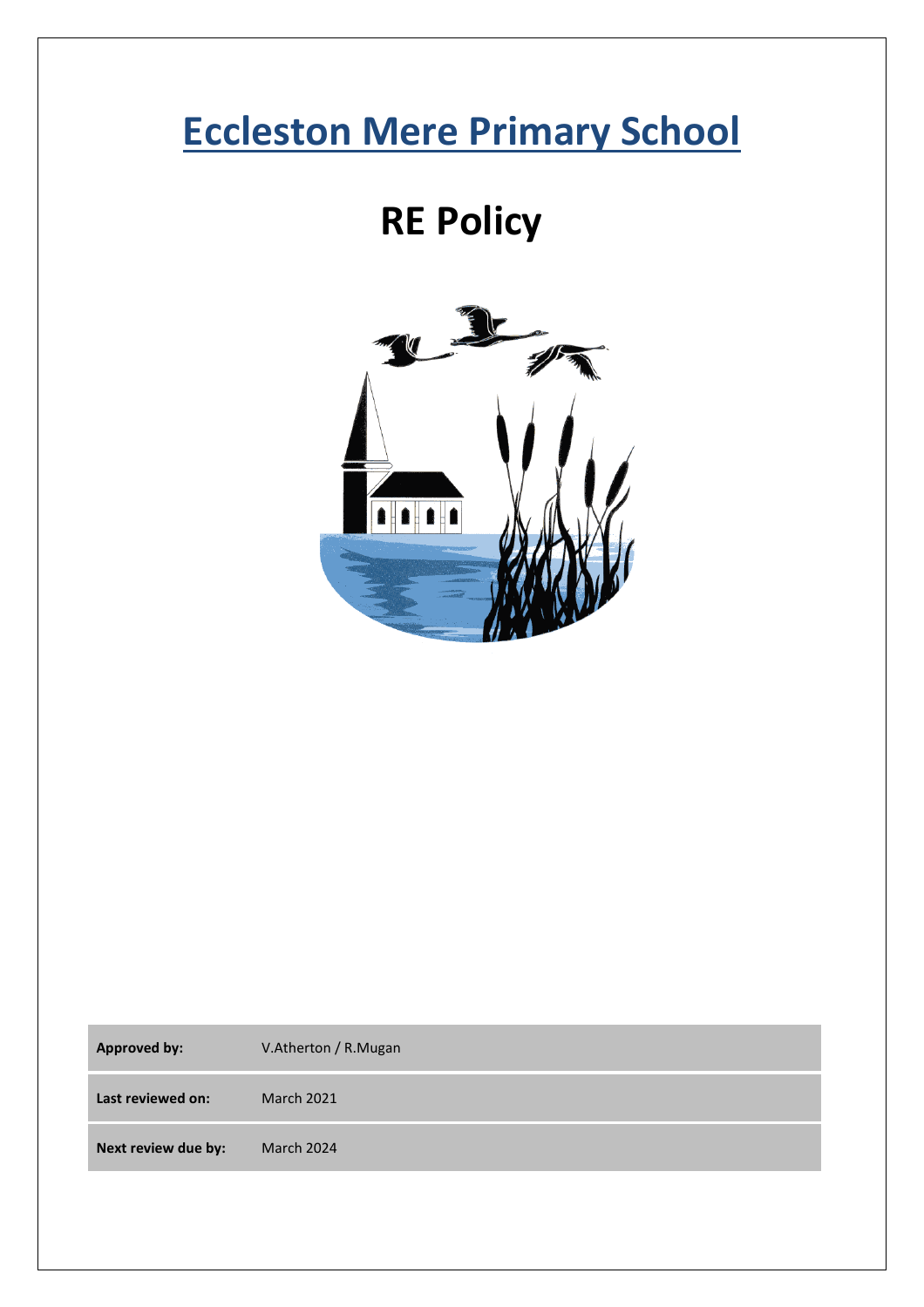# Eccleston Mere Primary School

## RE Policy

| | |
|---|---|
| **Approved by:** | V.Atherton / R.Mugan |
| **Last reviewed on:** | March 2021 |
| **Next review due by:** | March 2024 |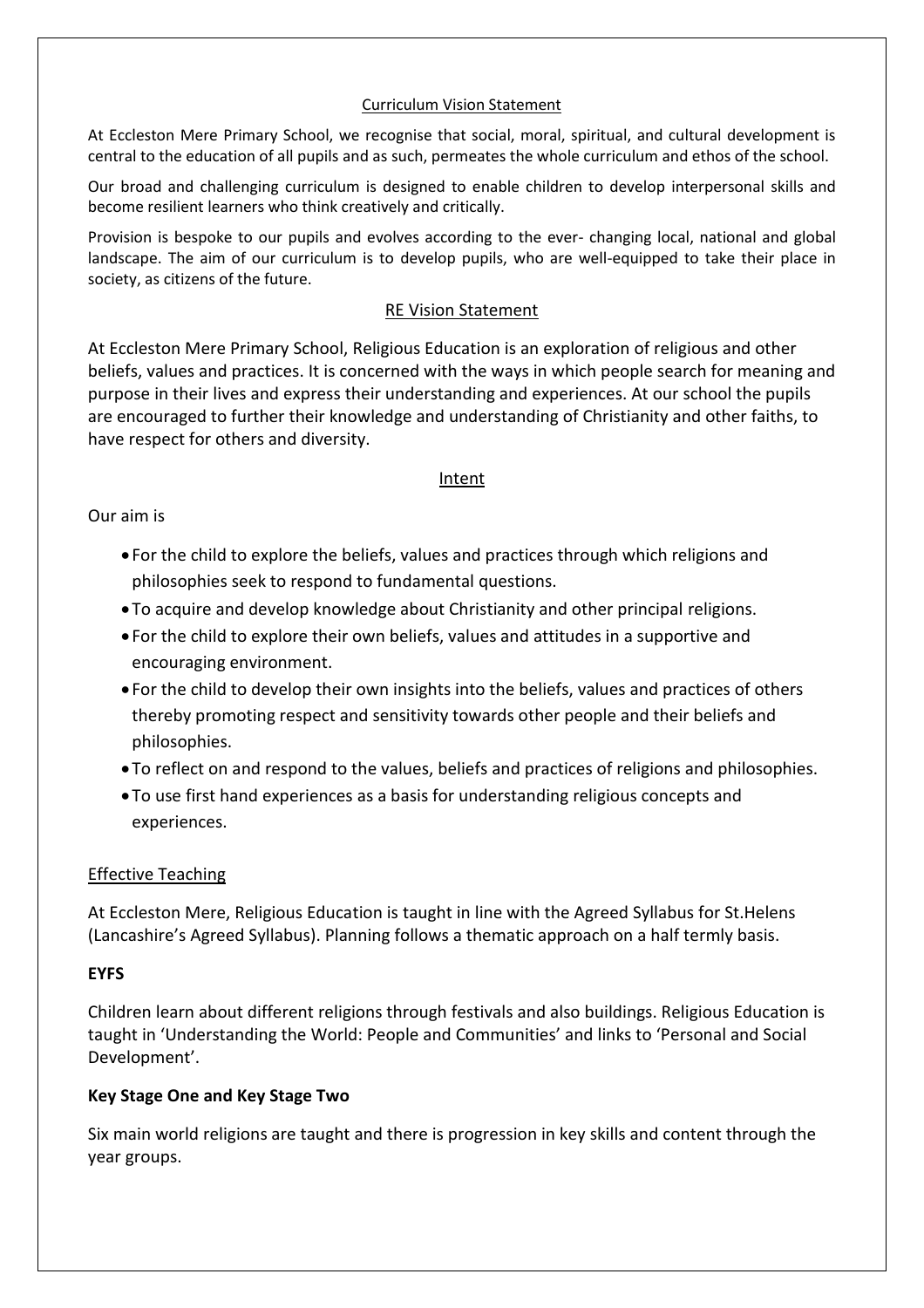## Curriculum Vision Statement

At Eccleston Mere Primary School, we recognise that social, moral, spiritual, and cultural development is central to the education of all pupils and as such, permeates the whole curriculum and ethos of the school.

Our broad and challenging curriculum is designed to enable children to develop interpersonal skills and become resilient learners who think creatively and critically.

Provision is bespoke to our pupils and evolves according to the ever- changing local, national and global landscape. The aim of our curriculum is to develop pupils, who are well-equipped to take their place in society, as citizens of the future.

## RE Vision Statement

At Eccleston Mere Primary School, Religious Education is an exploration of religious and other beliefs, values and practices. It is concerned with the ways in which people search for meaning and purpose in their lives and express their understanding and experiences. At our school the pupils are encouraged to further their knowledge and understanding of Christianity and other faiths, to have respect for others and diversity.

## Intent

Our aim is

- For the child to explore the beliefs, values and practices through which religions and philosophies seek to respond to fundamental questions.
- To acquire and develop knowledge about Christianity and other principal religions.
- For the child to explore their own beliefs, values and attitudes in a supportive and encouraging environment.
- For the child to develop their own insights into the beliefs, values and practices of others thereby promoting respect and sensitivity towards other people and their beliefs and philosophies.
- To reflect on and respond to the values, beliefs and practices of religions and philosophies.
- To use first hand experiences as a basis for understanding religious concepts and experiences.

## Effective Teaching

At Eccleston Mere, Religious Education is taught in line with the Agreed Syllabus for St.Helens (Lancashire's Agreed Syllabus). Planning follows a thematic approach on a half termly basis.

**EYFS**

Children learn about different religions through festivals and also buildings. Religious Education is taught in 'Understanding the World: People and Communities' and links to 'Personal and Social Development'.

**Key Stage One and Key Stage Two**

Six main world religions are taught and there is progression in key skills and content through the year groups.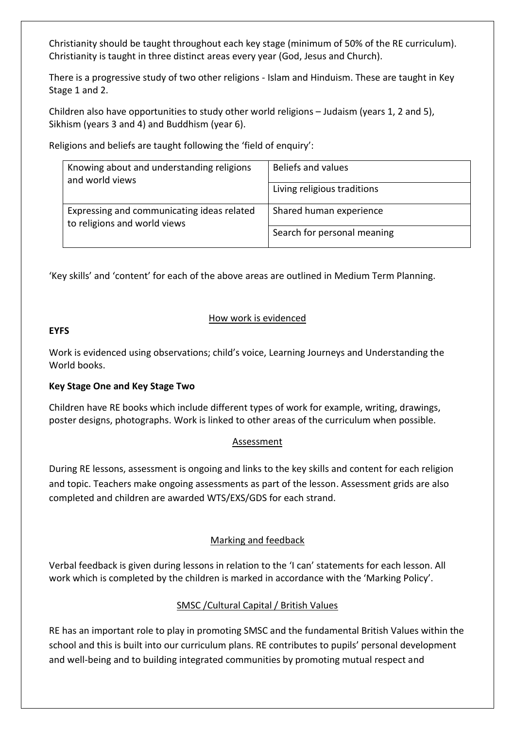Christianity should be taught throughout each key stage (minimum of 50% of the RE curriculum). Christianity is taught in three distinct areas every year (God, Jesus and Church).

There is a progressive study of two other religions - Islam and Hinduism. These are taught in Key Stage 1 and 2.

Children also have opportunities to study other world religions – Judaism (years 1, 2 and 5), Sikhism (years 3 and 4) and Buddhism (year 6).

Religions and beliefs are taught following the 'field of enquiry':

| | |
|---|---|
| Knowing about and understanding religions and world views | Beliefs and values |
| | Living religious traditions |
| Expressing and communicating ideas related to religions and world views | Shared human experience |
| | Search for personal meaning |

'Key skills' and 'content' for each of the above areas are outlined in Medium Term Planning.

## How work is evidenced

**EYFS**

Work is evidenced using observations; child's voice, Learning Journeys and Understanding the World books.

**Key Stage One and Key Stage Two**

Children have RE books which include different types of work for example, writing, drawings, poster designs, photographs. Work is linked to other areas of the curriculum when possible.

## Assessment

During RE lessons, assessment is ongoing and links to the key skills and content for each religion and topic. Teachers make ongoing assessments as part of the lesson. Assessment grids are also completed and children are awarded WTS/EXS/GDS for each strand.

## Marking and feedback

Verbal feedback is given during lessons in relation to the 'I can' statements for each lesson. All work which is completed by the children is marked in accordance with the 'Marking Policy'.

## SMSC /Cultural Capital / British Values

RE has an important role to play in promoting SMSC and the fundamental British Values within the school and this is built into our curriculum plans. RE contributes to pupils' personal development and well-being and to building integrated communities by promoting mutual respect and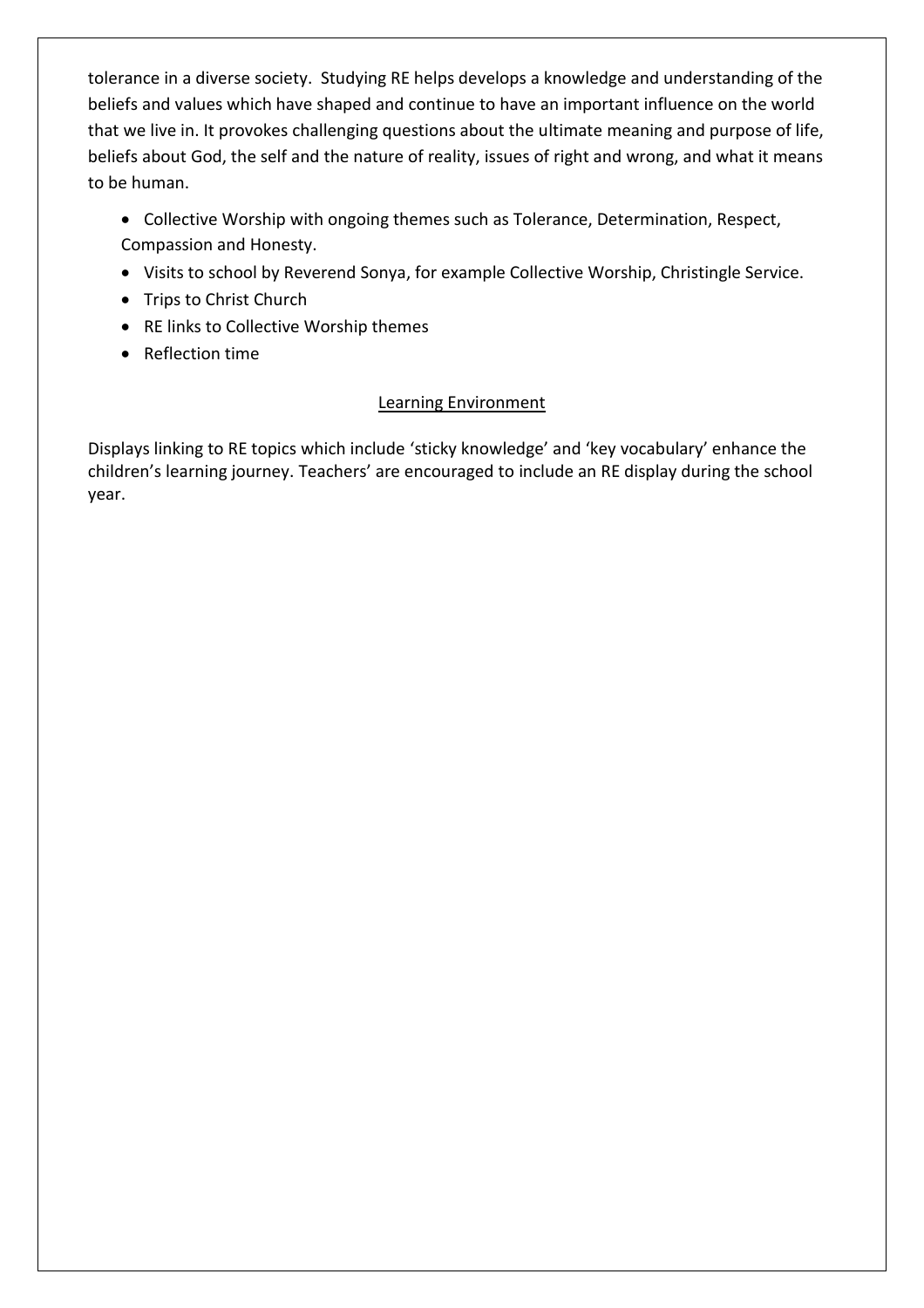tolerance in a diverse society. Studying RE helps develops a knowledge and understanding of the beliefs and values which have shaped and continue to have an important influence on the world that we live in. It provokes challenging questions about the ultimate meaning and purpose of life, beliefs about God, the self and the nature of reality, issues of right and wrong, and what it means to be human.

- Collective Worship with ongoing themes such as Tolerance, Determination, Respect, Compassion and Honesty.
- Visits to school by Reverend Sonya, for example Collective Worship, Christingle Service.
- Trips to Christ Church
- RE links to Collective Worship themes
- Reflection time

## Learning Environment

Displays linking to RE topics which include 'sticky knowledge' and 'key vocabulary' enhance the children's learning journey. Teachers' are encouraged to include an RE display during the school year.